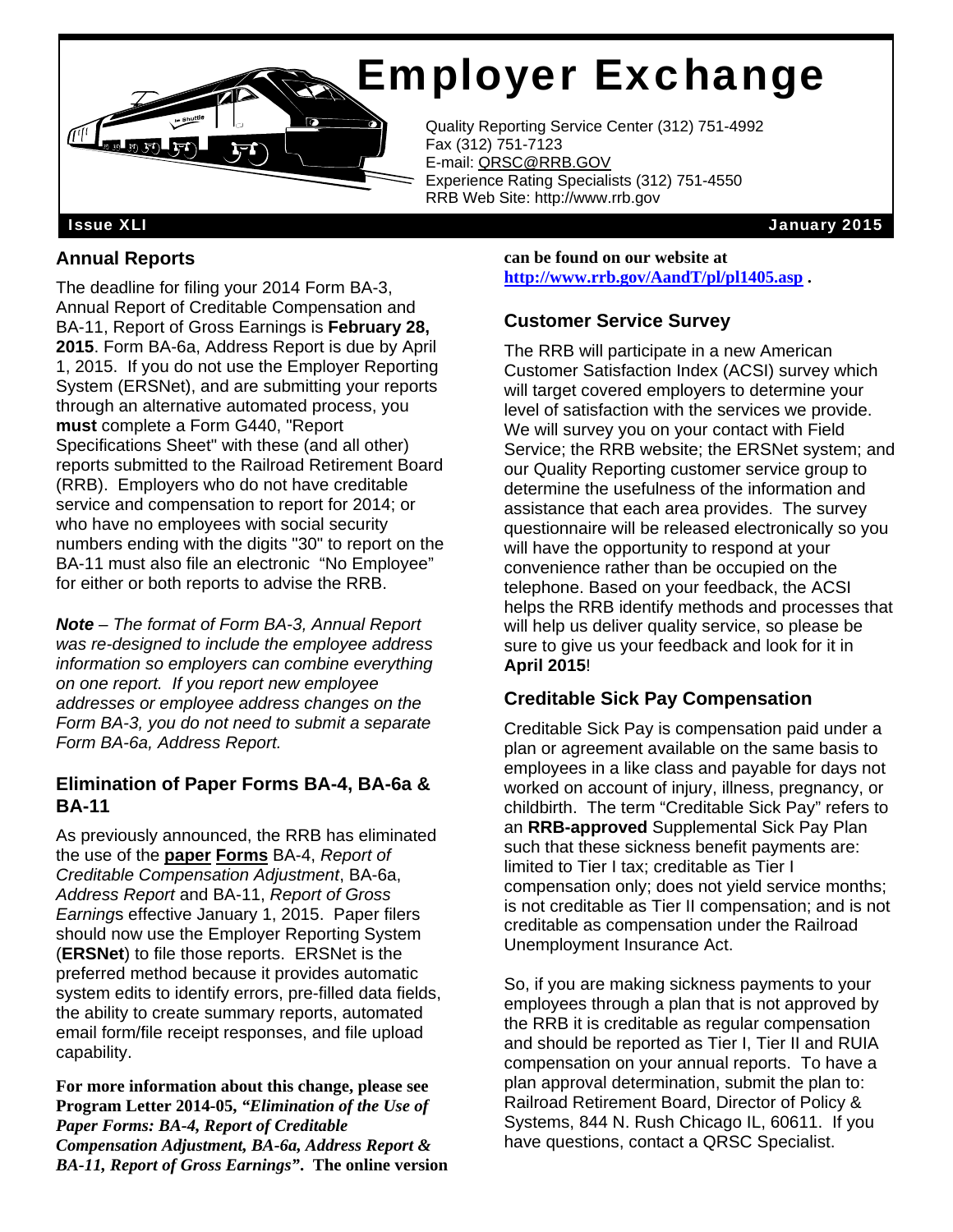# Employer Exchange

Quality Reporting Service Center (312) 751-4992
Fax (312) 751-7123
E-mail: QRSC@RRB.GOV
Experience Rating Specialists (312) 751-4550
RRB Web Site: http://www.rrb.gov

**Issue XLI** **January 2015**

## Annual Reports

The deadline for filing your 2014 Form BA-3, Annual Report of Creditable Compensation and BA-11, Report of Gross Earnings is **February 28, 2015**. Form BA-6a, Address Report is due by April 1, 2015. If you do not use the Employer Reporting System (ERSNet), and are submitting your reports through an alternative automated process, you **must** complete a Form G440, "Report Specifications Sheet" with these (and all other) reports submitted to the Railroad Retirement Board (RRB). Employers who do not have creditable service and compensation to report for 2014; or who have no employees with social security numbers ending with the digits "30" to report on the BA-11 must also file an electronic "No Employee" for either or both reports to advise the RRB.

***Note*** *– The format of Form BA-3, Annual Report was re-designed to include the employee address information so employers can combine everything on one report. If you report new employee addresses or employee address changes on the Form BA-3, you do not need to submit a separate Form BA-6a, Address Report.*

## Elimination of Paper Forms BA-4, BA-6a & BA-11

As previously announced, the RRB has eliminated the use of the **paper Forms** BA-4, *Report of Creditable Compensation Adjustment*, BA-6a, *Address Report* and BA-11, *Report of Gross Earnings* effective January 1, 2015. Paper filers should now use the Employer Reporting System (**ERSNet**) to file those reports. ERSNet is the preferred method because it provides automatic system edits to identify errors, pre-filled data fields, the ability to create summary reports, automated email form/file receipt responses, and file upload capability.

**For more information about this change, please see Program Letter 2014-05, *"Elimination of the Use of Paper Forms: BA-4, Report of Creditable Compensation Adjustment, BA-6a, Address Report & BA-11, Report of Gross Earnings"*. The online version can be found on our website at http://www.rrb.gov/AandT/pl/pl1405.asp .**

## Customer Service Survey

The RRB will participate in a new American Customer Satisfaction Index (ACSI) survey which will target covered employers to determine your level of satisfaction with the services we provide. We will survey you on your contact with Field Service; the RRB website; the ERSNet system; and our Quality Reporting customer service group to determine the usefulness of the information and assistance that each area provides. The survey questionnaire will be released electronically so you will have the opportunity to respond at your convenience rather than be occupied on the telephone. Based on your feedback, the ACSI helps the RRB identify methods and processes that will help us deliver quality service, so please be sure to give us your feedback and look for it in **April 2015**!

## Creditable Sick Pay Compensation

Creditable Sick Pay is compensation paid under a plan or agreement available on the same basis to employees in a like class and payable for days not worked on account of injury, illness, pregnancy, or childbirth. The term "Creditable Sick Pay" refers to an **RRB-approved** Supplemental Sick Pay Plan such that these sickness benefit payments are: limited to Tier I tax; creditable as Tier I compensation only; does not yield service months; is not creditable as Tier II compensation; and is not creditable as compensation under the Railroad Unemployment Insurance Act.

So, if you are making sickness payments to your employees through a plan that is not approved by the RRB it is creditable as regular compensation and should be reported as Tier I, Tier II and RUIA compensation on your annual reports. To have a plan approval determination, submit the plan to: Railroad Retirement Board, Director of Policy & Systems, 844 N. Rush Chicago IL, 60611. If you have questions, contact a QRSC Specialist.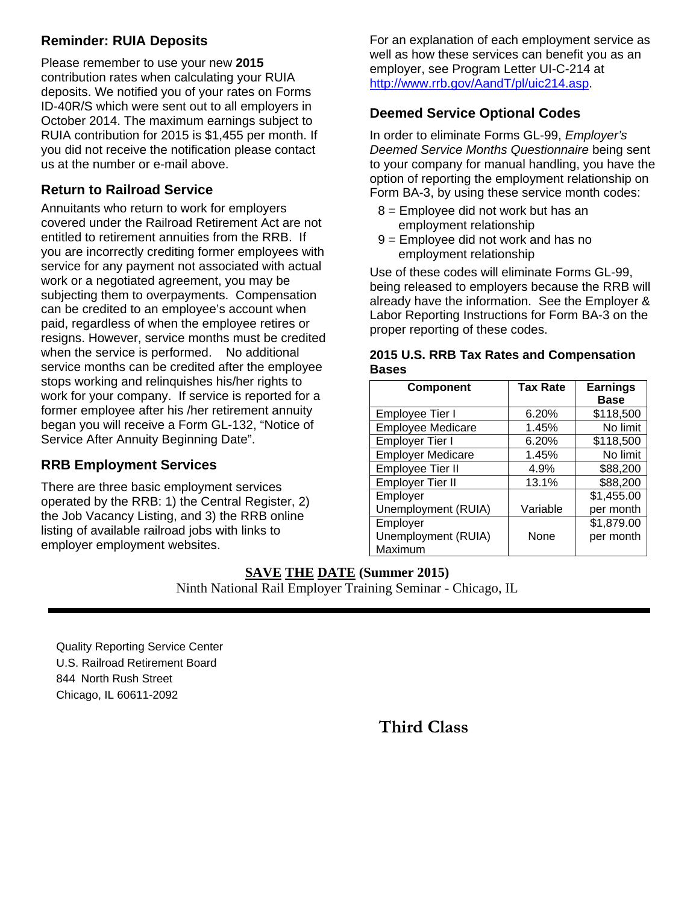## Reminder: RUIA Deposits

Please remember to use your new **2015** contribution rates when calculating your RUIA deposits. We notified you of your rates on Forms ID-40R/S which were sent out to all employers in October 2014. The maximum earnings subject to RUIA contribution for 2015 is $1,455 per month. If you did not receive the notification please contact us at the number or e-mail above.

## Return to Railroad Service

Annuitants who return to work for employers covered under the Railroad Retirement Act are not entitled to retirement annuities from the RRB. If you are incorrectly crediting former employees with service for any payment not associated with actual work or a negotiated agreement, you may be subjecting them to overpayments. Compensation can be credited to an employee's account when paid, regardless of when the employee retires or resigns. However, service months must be credited when the service is performed. No additional service months can be credited after the employee stops working and relinquishes his/her rights to work for your company. If service is reported for a former employee after his /her retirement annuity began you will receive a Form GL-132, "Notice of Service After Annuity Beginning Date".

## RRB Employment Services

There are three basic employment services operated by the RRB: 1) the Central Register, 2) the Job Vacancy Listing, and 3) the RRB online listing of available railroad jobs with links to employer employment websites.

For an explanation of each employment service as well as how these services can benefit you as an employer, see Program Letter UI-C-214 at http://www.rrb.gov/AandT/pl/uic214.asp.

## Deemed Service Optional Codes

In order to eliminate Forms GL-99, *Employer's Deemed Service Months Questionnaire* being sent to your company for manual handling, you have the option of reporting the employment relationship on Form BA-3, by using these service month codes:

- 8 = Employee did not work but has an employment relationship
- 9 = Employee did not work and has no employment relationship

Use of these codes will eliminate Forms GL-99, being released to employers because the RRB will already have the information. See the Employer & Labor Reporting Instructions for Form BA-3 on the proper reporting of these codes.

**2015 U.S. RRB Tax Rates and Compensation Bases**

| Component | Tax Rate | Earnings Base |
|---|---|---|
| Employee Tier I | 6.20% | $118,500 |
| Employee Medicare | 1.45% | No limit |
| Employer Tier I | 6.20% | $118,500 |
| Employer Medicare | 1.45% | No limit |
| Employee Tier II | 4.9% | $88,200 |
| Employer Tier II | 13.1% | $88,200 |
| Employer Unemployment (RUIA) | Variable | $1,455.00 per month |
| Employer Unemployment (RUIA) Maximum | None | $1,879.00 per month |

**<u>SAVE THE DATE</u> (Summer 2015)**

Ninth National Rail Employer Training Seminar - Chicago, IL

---

Quality Reporting Service Center
U.S. Railroad Retirement Board
844 North Rush Street
Chicago, IL 60611-2092

**Third Class**